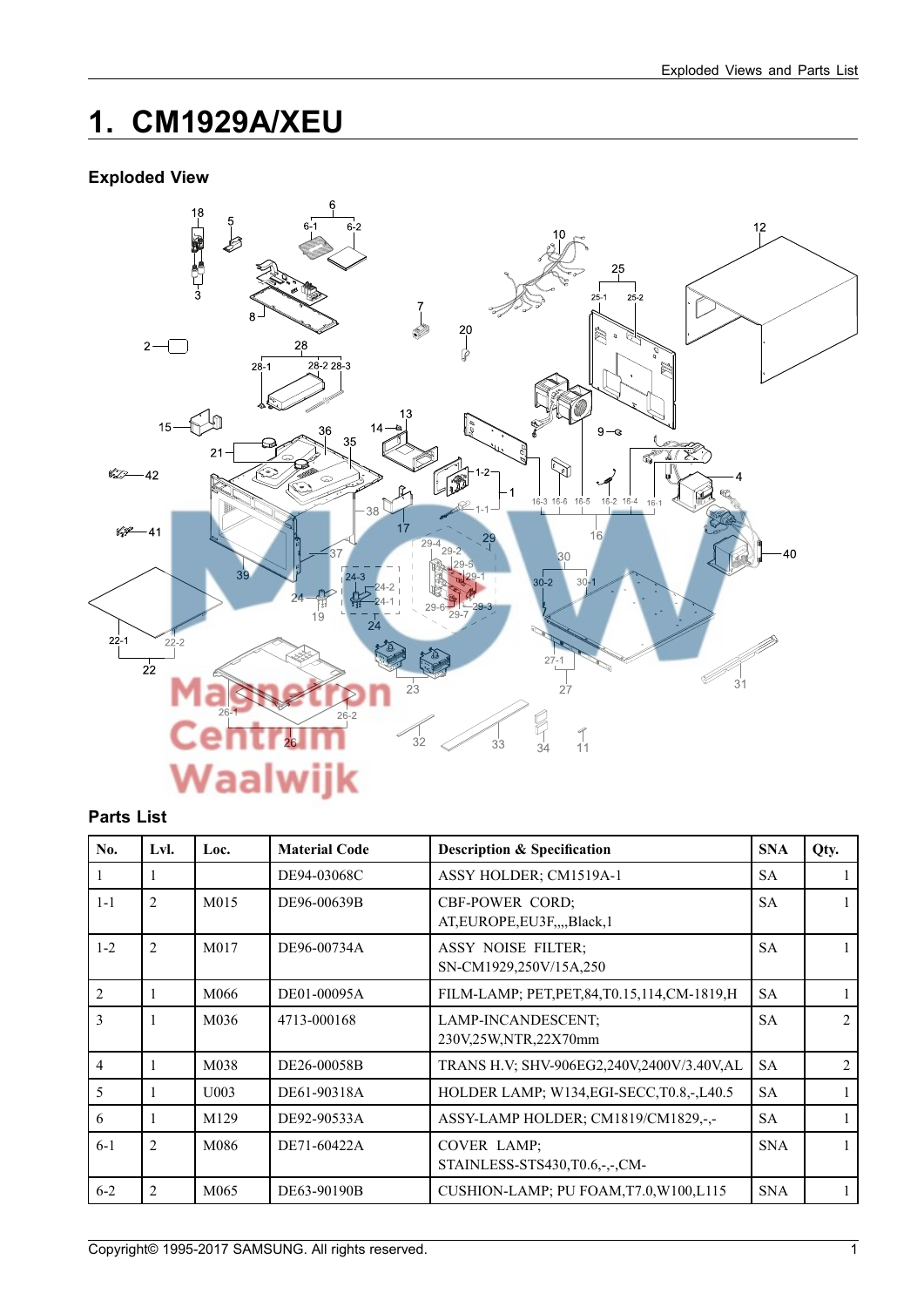# 1. CM1929A/XEU

## Exploded View

## Parts List

| No. | Lvl. | Loc. | Material Code | Description & Specification | SNA | Qty. |
|---|---|---|---|---|---|---|
| 1 | 1 | | DE94-03068C | ASSY HOLDER; CM1519A-1 | SA | 1 |
| 1-1 | 2 | M015 | DE96-00639B | CBF-POWER CORD; AT,EUROPE,EU3F,,,,Black,1 | SA | 1 |
| 1-2 | 2 | M017 | DE96-00734A | ASSY NOISE FILTER; SN-CM1929,250V/15A,250 | SA | 1 |
| 2 | 1 | M066 | DE01-00095A | FILM-LAMP; PET,PET,84,T0.15,114,CM-1819,H | SA | 1 |
| 3 | 1 | M036 | 4713-000168 | LAMP-INCANDESCENT; 230V,25W,NTR,22X70mm | SA | 2 |
| 4 | 1 | M038 | DE26-00058B | TRANS H.V; SHV-906EG2,240V,2400V/3.40V,AL | SA | 2 |
| 5 | 1 | U003 | DE61-90318A | HOLDER LAMP; W134,EGI-SECC,T0.8,-,L40.5 | SA | 1 |
| 6 | 1 | M129 | DE92-90533A | ASSY-LAMP HOLDER; CM1819/CM1829,-,- | SA | 1 |
| 6-1 | 2 | M086 | DE71-60422A | COVER LAMP; STAINLESS-STS430,T0.6,-,-,CM- | SNA | 1 |
| 6-2 | 2 | M065 | DE63-90190B | CUSHION-LAMP; PU FOAM,T7.0,W100,L115 | SNA | 1 |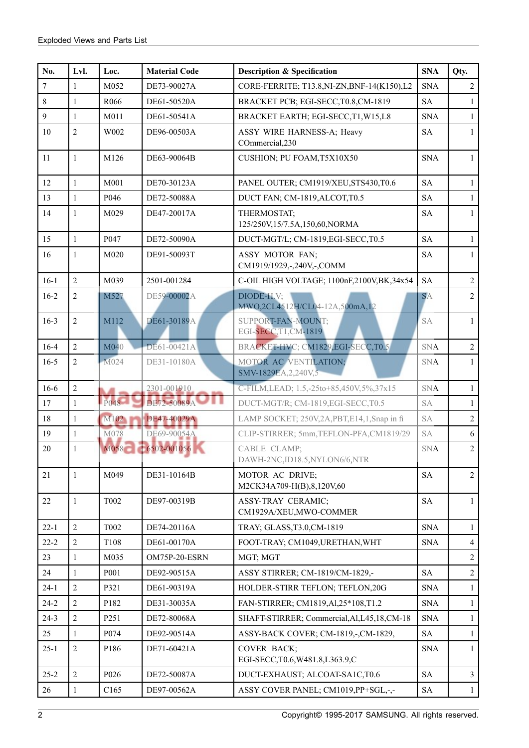| No. | Lvl. | Loc. | Material Code | Description & Specification | SNA | Qty. |
|---|---|---|---|---|---|---|
| 7 | 1 | M052 | DE73-90027A | CORE-FERRITE; T13.8,NI-ZN,BNF-14(K150),L2 | SNA | 2 |
| 8 | 1 | R066 | DE61-50520A | BRACKET PCB; EGI-SECC,T0.8,CM-1819 | SA | 1 |
| 9 | 1 | M011 | DE61-50541A | BRACKET EARTH; EGI-SECC,T1,W15,L8 | SNA | 1 |
| 10 | 2 | W002 | DE96-00503A | ASSY WIRE HARNESS-A; Heavy COmmercial,230 | SA | 1 |
| 11 | 1 | M126 | DE63-90064B | CUSHION; PU FOAM,T5X10X50 | SNA | 1 |
| 12 | 1 | M001 | DE70-30123A | PANEL OUTER; CM1919/XEU,STS430,T0.6 | SA | 1 |
| 13 | 1 | P046 | DE72-50088A | DUCT FAN; CM-1819,ALCOT,T0.5 | SA | 1 |
| 14 | 1 | M029 | DE47-20017A | THERMOSTAT; 125/250V,15/7.5A,150,60,NORMA | SA | 1 |
| 15 | 1 | P047 | DE72-50090A | DUCT-MGT/L; CM-1819,EGI-SECC,T0.5 | SA | 1 |
| 16 | 1 | M020 | DE91-50093T | ASSY MOTOR FAN; CM1919/1929,-,240V,-,COMM | SA | 1 |
| 16-1 | 2 | M039 | 2501-001284 | C-OIL HIGH VOLTAGE; 1100nF,2100V,BK,34x54 | SA | 2 |
| 16-2 | 2 | M527 | DE59-00002A | DIODE-H.V; MWO,2CL4512H/CL04-12A,500mA,12 | SA | 2 |
| 16-3 | 2 | M112 | DE61-30189A | SUPPORT-FAN-MOUNT; EGI-SECC,T1,CM-1819 | SA | 1 |
| 16-4 | 2 | M040 | DE61-00421A | BRACKET-HVC; CM1829,EGI-SECC,T0.5 | SNA | 2 |
| 16-5 | 2 | M024 | DE31-10180A | MOTOR AC VENTILATION; SMV-1829EA,2,240V,5 | SNA | 1 |
| 16-6 | 2 | | 2301-001910 | C-FILM,LEAD; 1.5,-25to+85,450V,5%,37x15 | SNA | 1 |
| 17 | 1 | P048 | DE72-50089A | DUCT-MGT/R; CM-1819,EGI-SECC,T0.5 | SA | 1 |
| 18 | 1 | M102 | DE47-40029A | LAMP SOCKET; 250V,2A,PBT,E14,1,Snap in fi | SA | 2 |
| 19 | 1 | M078 | DE69-90054A | CLIP-STIRRER; 5mm,TEFLON-PFA,CM1819/29 | SA | 6 |
| 20 | 1 | M058 | 6502-001056 | CABLE CLAMP; DAWH-2NC,ID18.5,NYLON6/6,NTR | SNA | 2 |
| 21 | 1 | M049 | DE31-10164B | MOTOR AC DRIVE; M2CK34A709-H(B),8,120V,60 | SA | 2 |
| 22 | 1 | T002 | DE97-00319B | ASSY-TRAY CERAMIC; CM1929A/XEU,MWO-COMMER | SA | 1 |
| 22-1 | 2 | T002 | DE74-20116A | TRAY; GLASS,T3.0,CM-1819 | SNA | 1 |
| 22-2 | 2 | T108 | DE61-00170A | FOOT-TRAY; CM1049,URETHAN,WHT | SNA | 4 |
| 23 | 1 | M035 | OM75P-20-ESRN | MGT; MGT | | 2 |
| 24 | 1 | P001 | DE92-90515A | ASSY STIRRER; CM-1819/CM-1829,- | SA | 2 |
| 24-1 | 2 | P321 | DE61-90319A | HOLDER-STIRR TEFLON; TEFLON,20G | SNA | 1 |
| 24-2 | 2 | P182 | DE31-30035A | FAN-STIRRER; CM1819,Al,25*108,T1.2 | SNA | 1 |
| 24-3 | 2 | P251 | DE72-80068A | SHAFT-STIRRER; Commercial,Al,L45,18,CM-18 | SNA | 1 |
| 25 | 1 | P074 | DE92-90514A | ASSY-BACK COVER; CM-1819,-,CM-1829, | SA | 1 |
| 25-1 | 2 | P186 | DE71-60421A | COVER BACK; EGI-SECC,T0.6,W481.8,L363.9,C | SNA | 1 |
| 25-2 | 2 | P026 | DE72-50087A | DUCT-EXHAUST; ALCOAT-SA1C,T0.6 | SA | 3 |
| 26 | 1 | C165 | DE97-00562A | ASSY COVER PANEL; CM1019,PP+SGL,-,- | SA | 1 |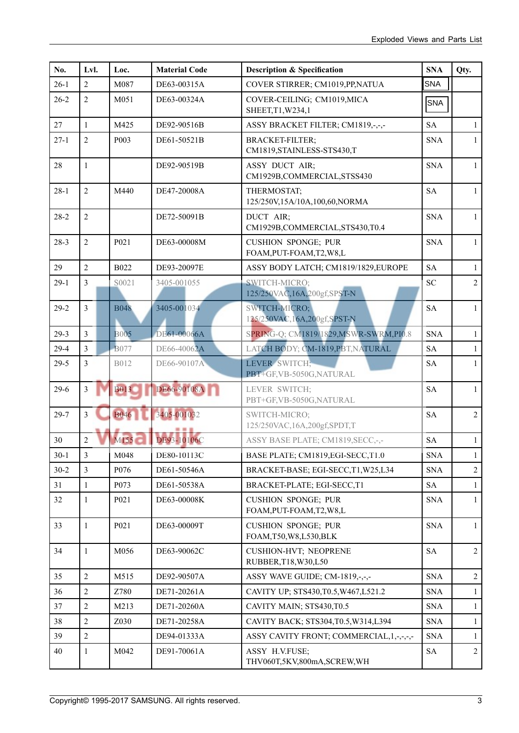| No. | Lvl. | Loc. | Material Code | Description & Specification | SNA | Qty. |
|---|---|---|---|---|---|---|
| 26-1 | 2 | M087 | DE63-00315A | COVER STIRRER; CM1019,PP,NATUA | SNA | |
| 26-2 | 2 | M051 | DE63-00324A | COVER-CEILING; CM1019,MICA SHEET,T1,W234,1 | SNA | |
| 27 | 1 | M425 | DE92-90516B | ASSY BRACKET FILTER; CM1819,-,-,- | SA | 1 |
| 27-1 | 2 | P003 | DE61-50521B | BRACKET-FILTER; CM1819,STAINLESS-STS430,T | SNA | 1 |
| 28 | 1 | | DE92-90519B | ASSY DUCT AIR; CM1929B,COMMERCIAL,STSS430 | SNA | 1 |
| 28-1 | 2 | M440 | DE47-20008A | THERMOSTAT; 125/250V,15A/10A,100,60,NORMA | SA | 1 |
| 28-2 | 2 | | DE72-50091B | DUCT AIR; CM1929B,COMMERCIAL,STS430,T0.4 | SNA | 1 |
| 28-3 | 2 | P021 | DE63-00008M | CUSHION SPONGE; PUR FOAM,PUT-FOAM,T2,W8,L | SNA | 1 |
| 29 | 2 | B022 | DE93-20097E | ASSY BODY LATCH; CM1819/1829,EUROPE | SA | 1 |
| 29-1 | 3 | S0021 | 3405-001055 | SWITCH-MICRO; 125/250VAC,16A,200gf,SPST-N | SC | 2 |
| 29-2 | 3 | B048 | 3405-001034 | SWITCH-MICRO; 125/250VAC,16A,200gf,SPST-N | SA | 1 |
| 29-3 | 3 | B005 | DE61-00066A | SPRING-Q; CM1819/1829,MSWR-SWRM,PI0.8 | SNA | 1 |
| 29-4 | 3 | B077 | DE66-40062A | LATCH BODY; CM-1819,PBT,NATURAL | SA | 1 |
| 29-5 | 3 | B012 | DE66-90107A | LEVER SWITCH; PBT+GF,VB-5050G,NATURAL | SA | 1 |
| 29-6 | 3 | B013 | DE66-90108A | LEVER SWITCH; PBT+GF,VB-5050G,NATURAL | SA | 1 |
| 29-7 | 3 | B046 | 3405-001032 | SWITCH-MICRO; 125/250VAC,16A,200gf,SPDT,T | SA | 2 |
| 30 | 2 | M155 | DE93-10106C | ASSY BASE PLATE; CM1819,SECC,-,- | SA | 1 |
| 30-1 | 3 | M048 | DE80-10113C | BASE PLATE; CM1819,EGI-SECC,T1.0 | SNA | 1 |
| 30-2 | 3 | P076 | DE61-50546A | BRACKET-BASE; EGI-SECC,T1,W25,L34 | SNA | 2 |
| 31 | 1 | P073 | DE61-50538A | BRACKET-PLATE; EGI-SECC,T1 | SA | 1 |
| 32 | 1 | P021 | DE63-00008K | CUSHION SPONGE; PUR FOAM,PUT-FOAM,T2,W8,L | SNA | 1 |
| 33 | 1 | P021 | DE63-00009T | CUSHION SPONGE; PUR FOAM,T50,W8,L530,BLK | SNA | 1 |
| 34 | 1 | M056 | DE63-90062C | CUSHION-HVT; NEOPRENE RUBBER,T18,W30,L50 | SA | 2 |
| 35 | 2 | M515 | DE92-90507A | ASSY WAVE GUIDE; CM-1819,-,-,- | SNA | 2 |
| 36 | 2 | Z780 | DE71-20261A | CAVITY UP; STS430,T0.5,W467,L521.2 | SNA | 1 |
| 37 | 2 | M213 | DE71-20260A | CAVITY MAIN; STS430,T0.5 | SNA | 1 |
| 38 | 2 | Z030 | DE71-20258A | CAVITY BACK; STS304,T0.5,W314,L394 | SNA | 1 |
| 39 | 2 | | DE94-01333A | ASSY CAVITY FRONT; COMMERCIAL,1,-,-,-,- | SNA | 1 |
| 40 | 1 | M042 | DE91-70061A | ASSY H.V.FUSE; THV060T,5KV,800mA,SCREW,WH | SA | 2 |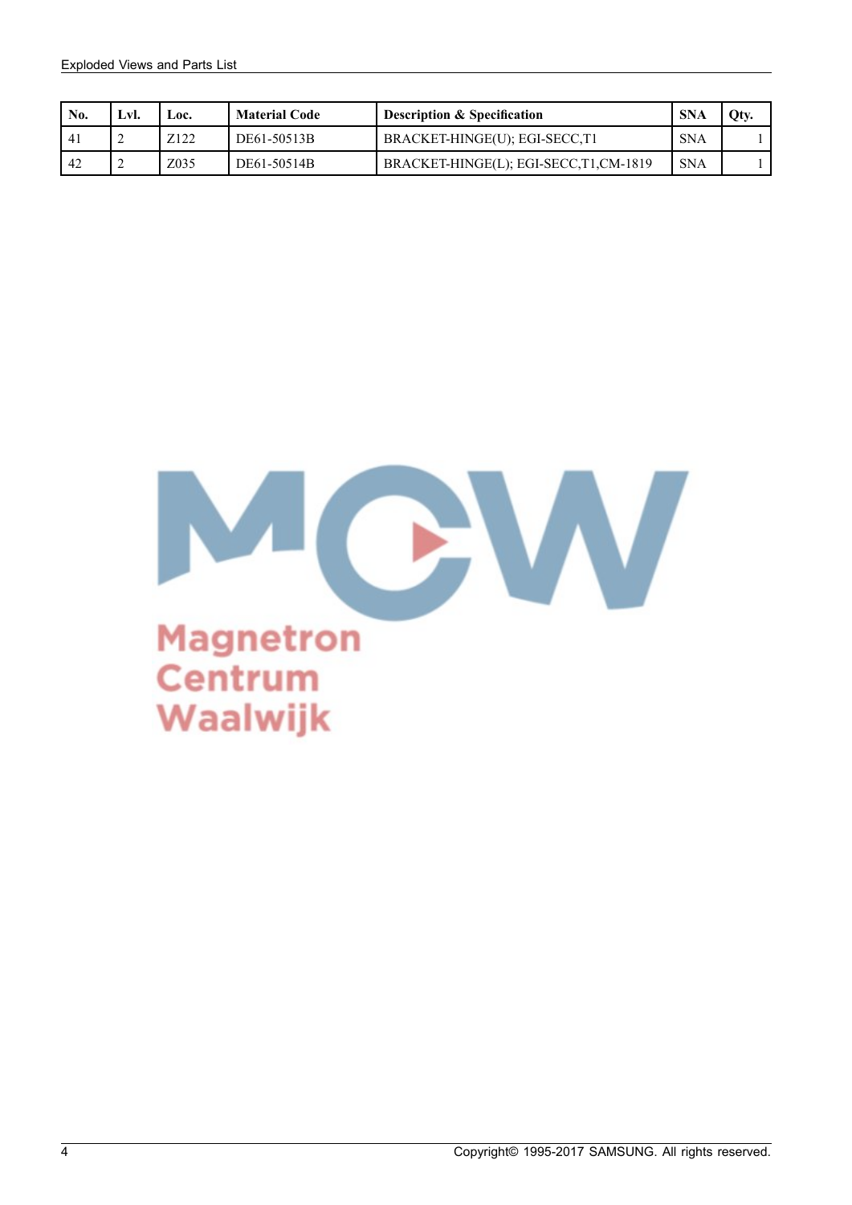| No. | Lvl. | Loc. | Material Code | Description & Specification | SNA | Qty. |
|---|---|---|---|---|---|---|
| 41 | 2 | Z122 | DE61-50513B | BRACKET-HINGE(U); EGI-SECC,T1 | SNA | 1 |
| 42 | 2 | Z035 | DE61-50514B | BRACKET-HINGE(L); EGI-SECC,T1,CM-1819 | SNA | 1 |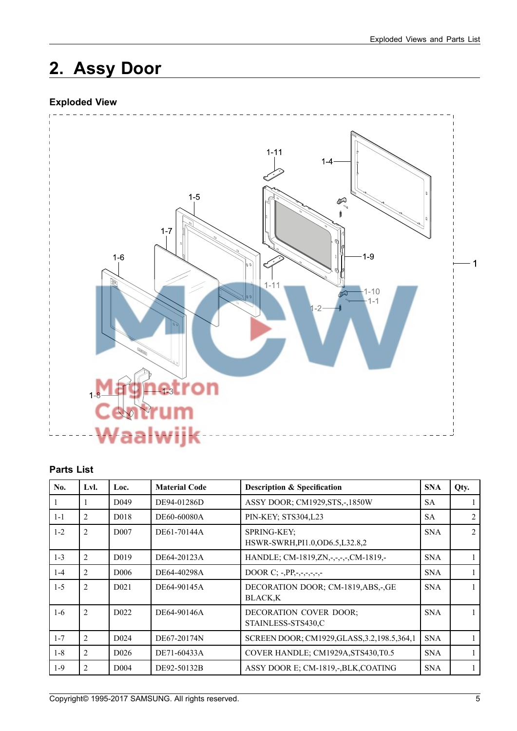## 2. Assy Door

### Exploded View

### Parts List

| No. | Lvl. | Loc. | Material Code | Description & Specification | SNA | Qty. |
|---|---|---|---|---|---|---|
| 1 | 1 | D049 | DE94-01286D | ASSY DOOR; CM1929,STS,-,1850W | SA | 1 |
| 1-1 | 2 | D018 | DE60-60080A | PIN-KEY; STS304,L23 | SA | 2 |
| 1-2 | 2 | D007 | DE61-70144A | SPRING-KEY; HSWR-SWRH,PI1.0,OD6.5,L32.8,2 | SNA | 2 |
| 1-3 | 2 | D019 | DE64-20123A | HANDLE; CM-1819,ZN,-,-,-,-,CM-1819,- | SNA | 1 |
| 1-4 | 2 | D006 | DE64-40298A | DOOR C; -,PP,-,-,-,-,-,- | SNA | 1 |
| 1-5 | 2 | D021 | DE64-90145A | DECORATION DOOR; CM-1819,ABS,-,GE BLACK,K | SNA | 1 |
| 1-6 | 2 | D022 | DE64-90146A | DECORATION COVER DOOR; STAINLESS-STS430,C | SNA | 1 |
| 1-7 | 2 | D024 | DE67-20174N | SCREEN DOOR; CM1929,GLASS,3.2,198.5,364,1 | SNA | 1 |
| 1-8 | 2 | D026 | DE71-60433A | COVER HANDLE; CM1929A,STS430,T0.5 | SNA | 1 |
| 1-9 | 2 | D004 | DE92-50132B | ASSY DOOR E; CM-1819,-,BLK,COATING | SNA | 1 |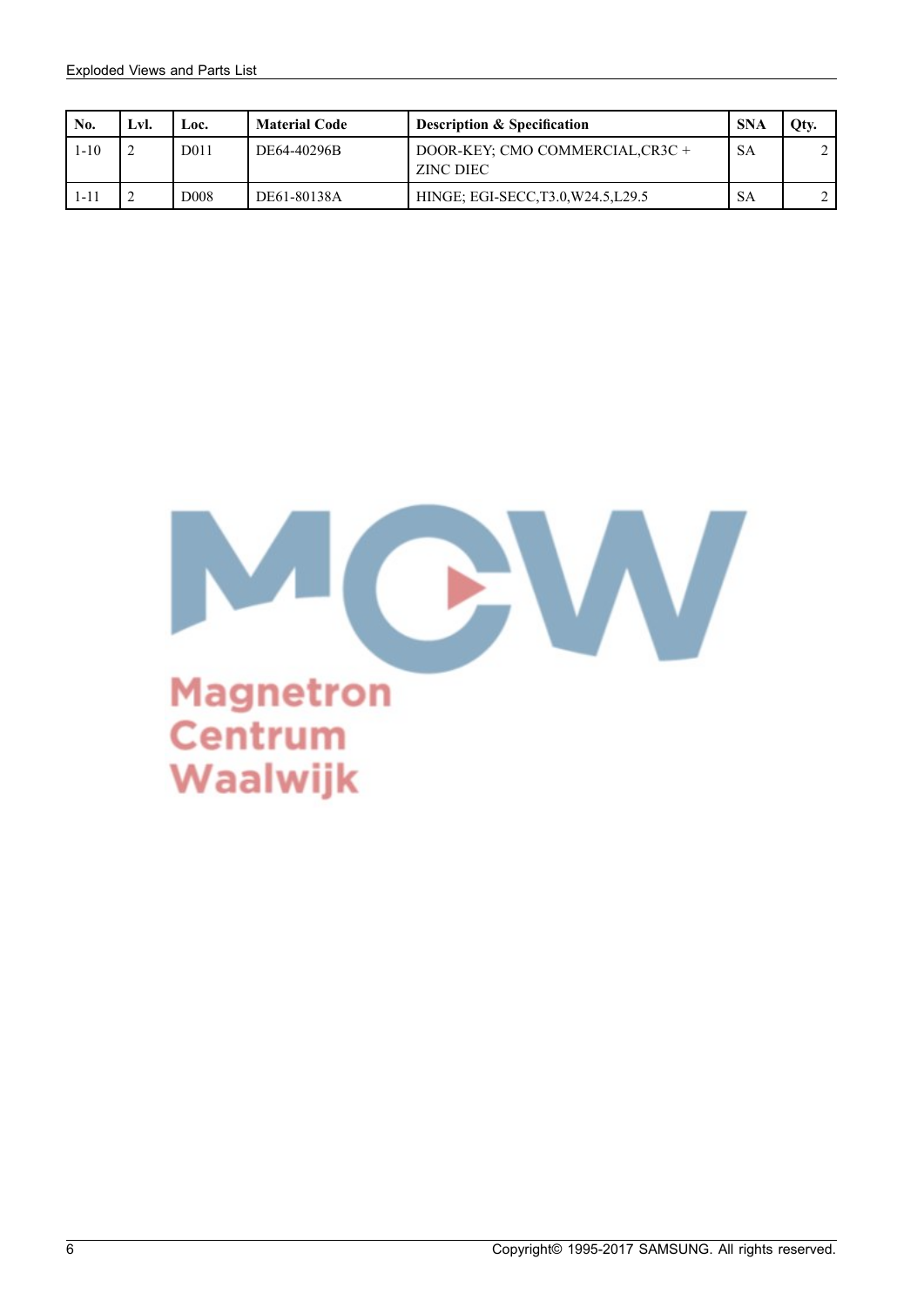| No. | Lvl. | Loc. | Material Code | Description & Specification | SNA | Qty. |
|---|---|---|---|---|---|---|
| 1-10 | 2 | D011 | DE64-40296B | DOOR-KEY; CMO COMMERCIAL,CR3C + ZINC DIEC | SA | 2 |
| 1-11 | 2 | D008 | DE61-80138A | HINGE; EGI-SECC,T3.0,W24.5,L29.5 | SA | 2 |

Magnetron
Centrum
Waalwijk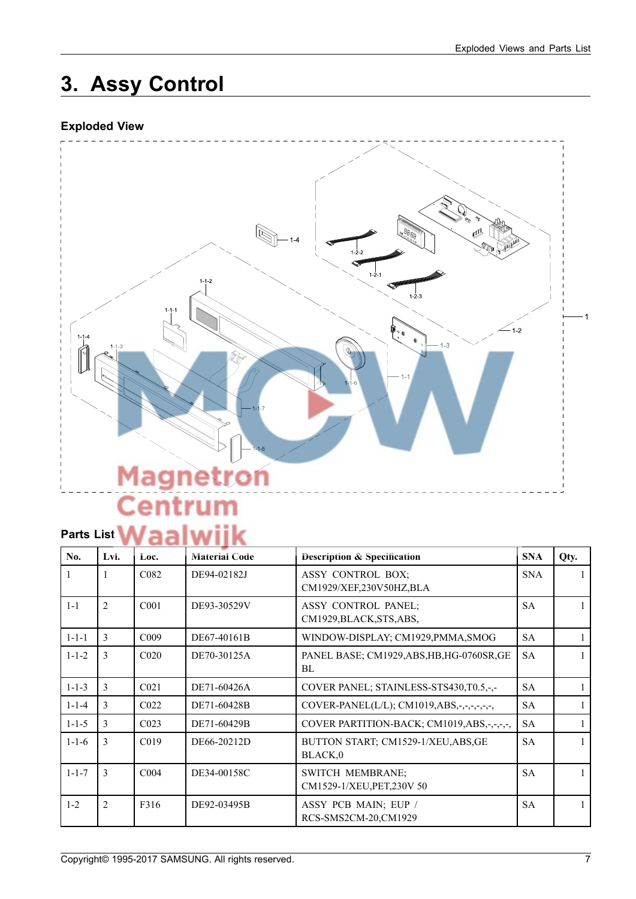# 3. Assy Control

## Exploded View

## Parts List

| No. | Lvl. | Loc. | Material Code | Description & Specification | SNA | Qty. |
|---|---|---|---|---|---|---|
| 1 | 1 | C082 | DE94-02182J | ASSY CONTROL BOX; CM1929/XEF,230V50HZ,BLA | SNA | 1 |
| 1-1 | 2 | C001 | DE93-30529V | ASSY CONTROL PANEL; CM1929,BLACK,STS,ABS, | SA | 1 |
| 1-1-1 | 3 | C009 | DE67-40161B | WINDOW-DISPLAY; CM1929,PMMA,SMOG | SA | 1 |
| 1-1-2 | 3 | C020 | DE70-30125A | PANEL BASE; CM1929,ABS,HB,HG-0760SR,GE BL | SA | 1 |
| 1-1-3 | 3 | C021 | DE71-60426A | COVER PANEL; STAINLESS-STS430,T0.5,-,- | SA | 1 |
| 1-1-4 | 3 | C022 | DE71-60428B | COVER-PANEL(L/L); CM1019,ABS,-,-,-,-,-,-, | SA | 1 |
| 1-1-5 | 3 | C023 | DE71-60429B | COVER PARTITION-BACK; CM1019,ABS,-,-,-,-, | SA | 1 |
| 1-1-6 | 3 | C019 | DE66-20212D | BUTTON START; CM1529-1/XEU,ABS,GE BLACK,0 | SA | 1 |
| 1-1-7 | 3 | C004 | DE34-00158C | SWITCH MEMBRANE; CM1529-1/XEU,PET,230V 50 | SA | 1 |
| 1-2 | 2 | F316 | DE92-03495B | ASSY PCB MAIN; EUP / RCS-SMS2CM-20,CM1929 | SA | 1 |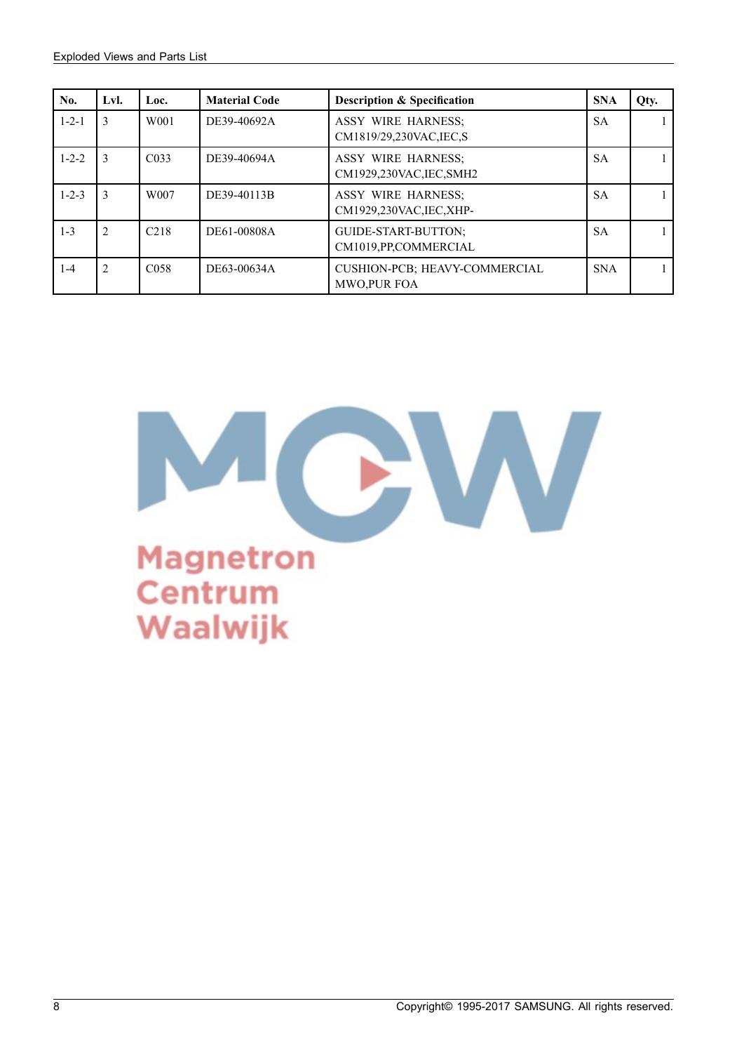| No. | Lvl. | Loc. | Material Code | Description & Specification | SNA | Qty. |
|---|---|---|---|---|---|---|
| 1-2-1 | 3 | W001 | DE39-40692A | ASSY WIRE HARNESS; CM1819/29,230VAC,IEC,S | SA | 1 |
| 1-2-2 | 3 | C033 | DE39-40694A | ASSY WIRE HARNESS; CM1929,230VAC,IEC,SMH2 | SA | 1 |
| 1-2-3 | 3 | W007 | DE39-40113B | ASSY WIRE HARNESS; CM1929,230VAC,IEC,XHP- | SA | 1 |
| 1-3 | 2 | C218 | DE61-00808A | GUIDE-START-BUTTON; CM1019,PP,COMMERCIAL | SA | 1 |
| 1-4 | 2 | C058 | DE63-00634A | CUSHION-PCB; HEAVY-COMMERCIAL MWO,PUR FOA | SNA | 1 |

Magnetron
Centrum
Waalwijk